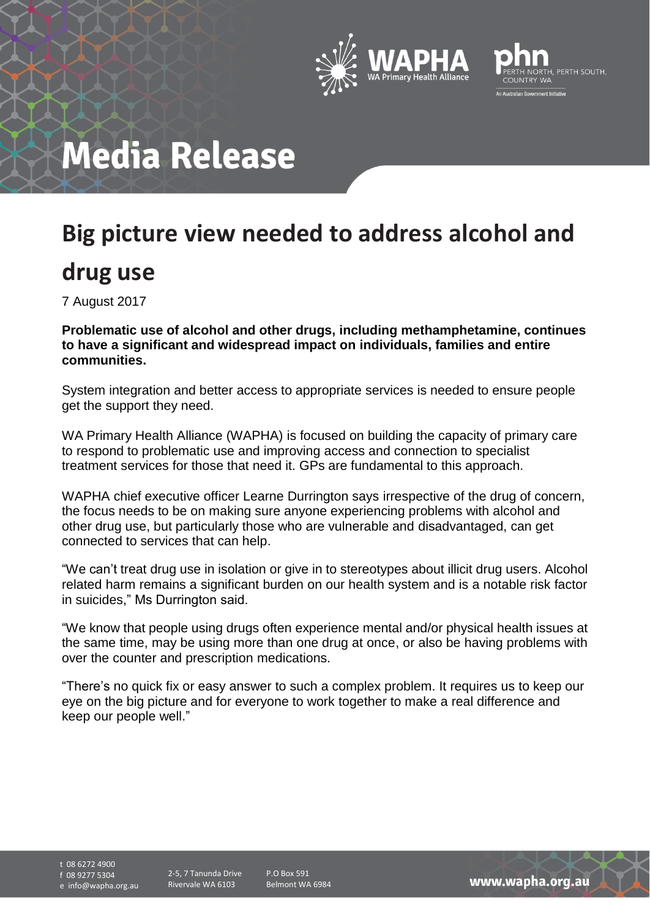# Media Release

## Big picture view needed to address alcohol and drug use

7 August 2017

**Problematic use of alcohol and other drugs, including methamphetamine, continues to have a significant and widespread impact on individuals, families and entire communities.**

System integration and better access to appropriate services is needed to ensure people get the support they need.

WA Primary Health Alliance (WAPHA) is focused on building the capacity of primary care to respond to problematic use and improving access and connection to specialist treatment services for those that need it. GPs are fundamental to this approach.

WAPHA chief executive officer Learne Durrington says irrespective of the drug of concern, the focus needs to be on making sure anyone experiencing problems with alcohol and other drug use, but particularly those who are vulnerable and disadvantaged, can get connected to services that can help.

"We can't treat drug use in isolation or give in to stereotypes about illicit drug users. Alcohol related harm remains a significant burden on our health system and is a notable risk factor in suicides," Ms Durrington said.

"We know that people using drugs often experience mental and/or physical health issues at the same time, may be using more than one drug at once, or also be having problems with over the counter and prescription medications.

"There's no quick fix or easy answer to such a complex problem. It requires us to keep our eye on the big picture and for everyone to work together to make a real difference and keep our people well."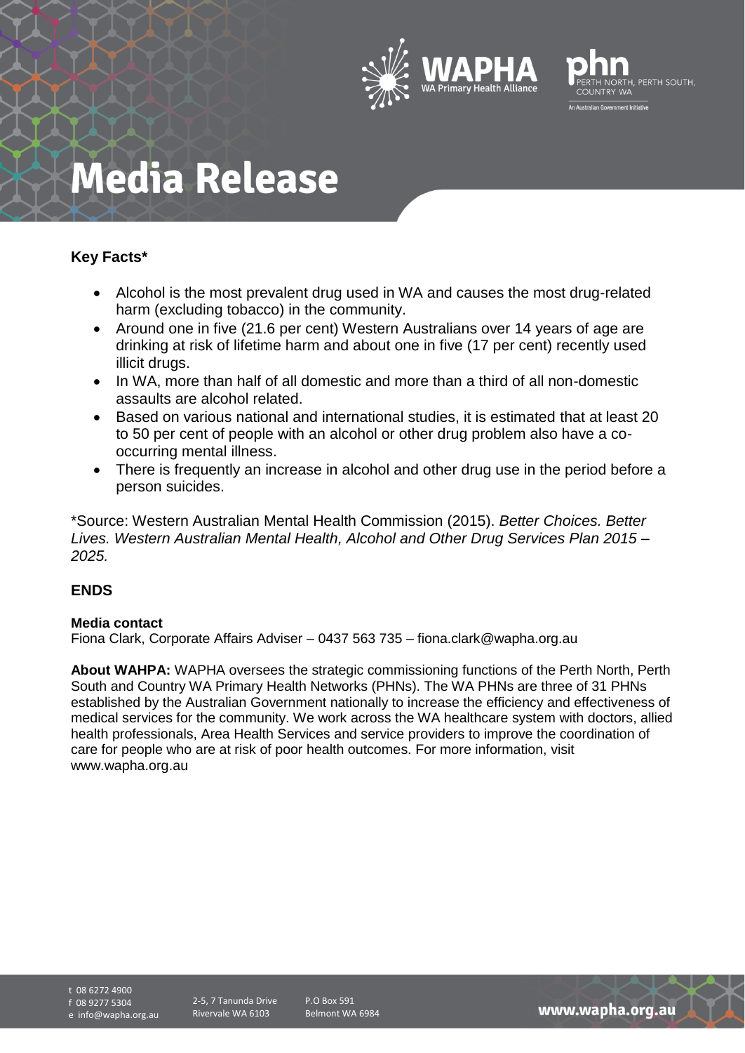# Media Release

**Key Facts***

- Alcohol is the most prevalent drug used in WA and causes the most drug-related harm (excluding tobacco) in the community.
- Around one in five (21.6 per cent) Western Australians over 14 years of age are drinking at risk of lifetime harm and about one in five (17 per cent) recently used illicit drugs.
- In WA, more than half of all domestic and more than a third of all non-domestic assaults are alcohol related.
- Based on various national and international studies, it is estimated that at least 20 to 50 per cent of people with an alcohol or other drug problem also have a co-occurring mental illness.
- There is frequently an increase in alcohol and other drug use in the period before a person suicides.

*Source: Western Australian Mental Health Commission (2015). *Better Choices. Better Lives. Western Australian Mental Health, Alcohol and Other Drug Services Plan 2015 – 2025.*

**ENDS**

**Media contact**
Fiona Clark, Corporate Affairs Adviser – 0437 563 735 – fiona.clark@wapha.org.au

**About WAHPA:** WAPHA oversees the strategic commissioning functions of the Perth North, Perth South and Country WA Primary Health Networks (PHNs). The WA PHNs are three of 31 PHNs established by the Australian Government nationally to increase the efficiency and effectiveness of medical services for the community. We work across the WA healthcare system with doctors, allied health professionals, Area Health Services and service providers to improve the coordination of care for people who are at risk of poor health outcomes. For more information, visit www.wapha.org.au